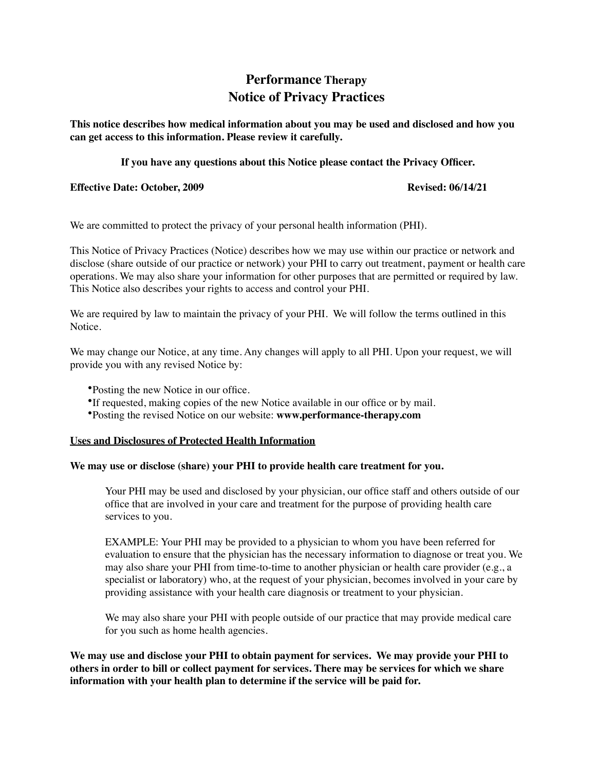# **Performance** Therapy
# Notice of Privacy Practices

**This notice describes how medical information about you may be used and disclosed and how you can get access to this information. Please review it carefully.**

**If you have any questions about this Notice please contact the Privacy Officer.**

**Effective Date: October, 2009** **Revised: 06/14/21**

We are committed to protect the privacy of your personal health information (PHI).

This Notice of Privacy Practices (Notice) describes how we may use within our practice or network and disclose (share outside of our practice or network) your PHI to carry out treatment, payment or health care operations. We may also share your information for other purposes that are permitted or required by law. This Notice also describes your rights to access and control your PHI.

We are required by law to maintain the privacy of your PHI. We will follow the terms outlined in this Notice.

We may change our Notice, at any time. Any changes will apply to all PHI. Upon your request, we will provide you with any revised Notice by:

- Posting the new Notice in our office.
- If requested, making copies of the new Notice available in our office or by mail.
- Posting the revised Notice on our website: **www.performance-therapy.com**

<u>**Uses and Disclosures of Protected Health Information**</u>

**We may use or disclose (share) your PHI to provide health care treatment for you.**

Your PHI may be used and disclosed by your physician, our office staff and others outside of our office that are involved in your care and treatment for the purpose of providing health care services to you.

EXAMPLE: Your PHI may be provided to a physician to whom you have been referred for evaluation to ensure that the physician has the necessary information to diagnose or treat you. We may also share your PHI from time-to-time to another physician or health care provider (e.g., a specialist or laboratory) who, at the request of your physician, becomes involved in your care by providing assistance with your health care diagnosis or treatment to your physician.

We may also share your PHI with people outside of our practice that may provide medical care for you such as home health agencies.

**We may use and disclose your PHI to obtain payment for services. We may provide your PHI to others in order to bill or collect payment for services. There may be services for which we share information with your health plan to determine if the service will be paid for.**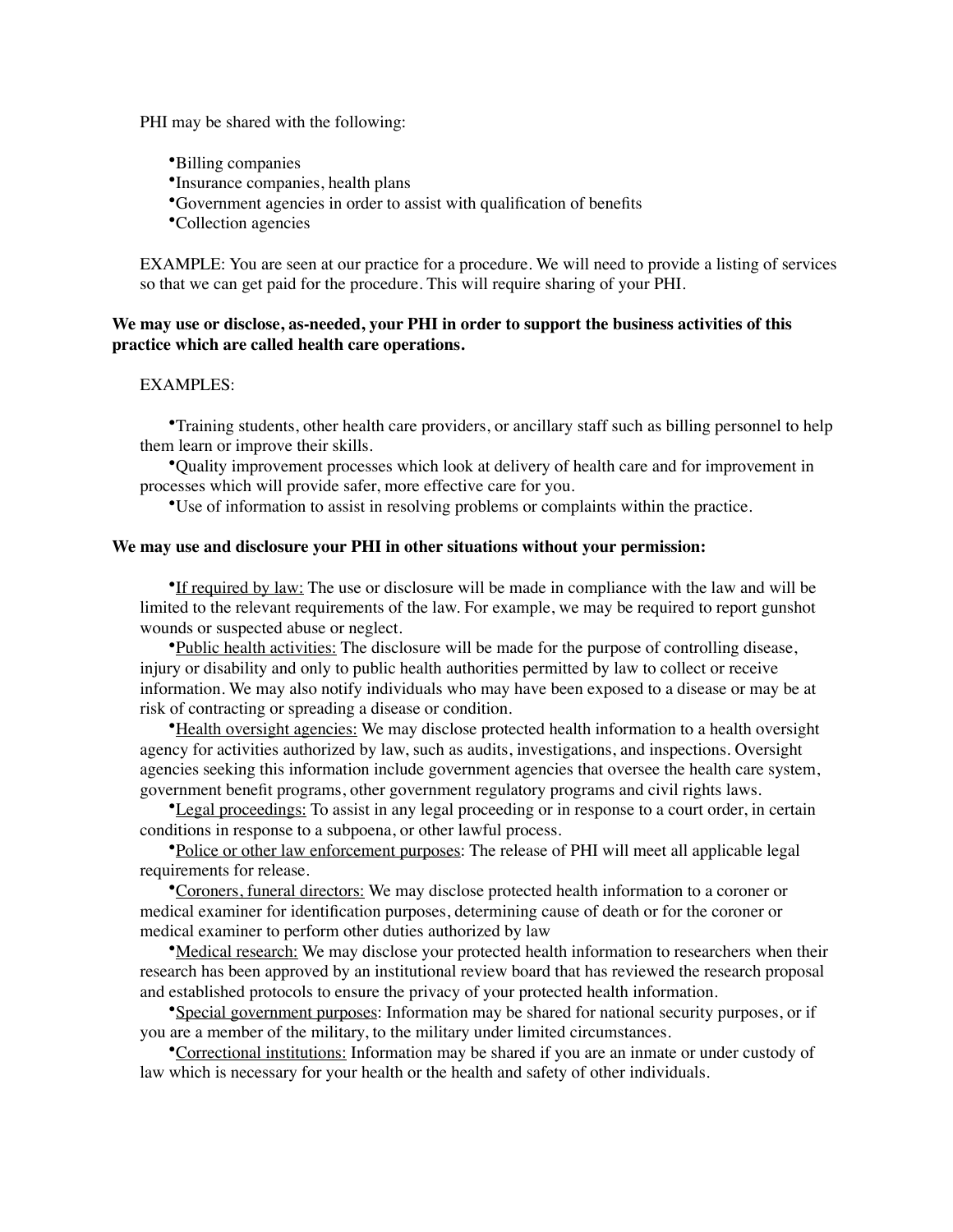PHI may be shared with the following:

- Billing companies
- Insurance companies, health plans
- Government agencies in order to assist with qualification of benefits
- Collection agencies

EXAMPLE: You are seen at our practice for a procedure. We will need to provide a listing of services so that we can get paid for the procedure. This will require sharing of your PHI.

**We may use or disclose, as-needed, your PHI in order to support the business activities of this practice which are called health care operations.**

EXAMPLES:

- Training students, other health care providers, or ancillary staff such as billing personnel to help them learn or improve their skills.
- Quality improvement processes which look at delivery of health care and for improvement in processes which will provide safer, more effective care for you.
- Use of information to assist in resolving problems or complaints within the practice.

**We may use and disclosure your PHI in other situations without your permission:**

- <u>If required by law:</u> The use or disclosure will be made in compliance with the law and will be limited to the relevant requirements of the law. For example, we may be required to report gunshot wounds or suspected abuse or neglect.
- <u>Public health activities:</u> The disclosure will be made for the purpose of controlling disease, injury or disability and only to public health authorities permitted by law to collect or receive information. We may also notify individuals who may have been exposed to a disease or may be at risk of contracting or spreading a disease or condition.
- <u>Health oversight agencies:</u> We may disclose protected health information to a health oversight agency for activities authorized by law, such as audits, investigations, and inspections. Oversight agencies seeking this information include government agencies that oversee the health care system, government benefit programs, other government regulatory programs and civil rights laws.
- <u>Legal proceedings:</u> To assist in any legal proceeding or in response to a court order, in certain conditions in response to a subpoena, or other lawful process.
- <u>Police or other law enforcement purposes</u>: The release of PHI will meet all applicable legal requirements for release.
- <u>Coroners, funeral directors:</u> We may disclose protected health information to a coroner or medical examiner for identification purposes, determining cause of death or for the coroner or medical examiner to perform other duties authorized by law
- <u>Medical research:</u> We may disclose your protected health information to researchers when their research has been approved by an institutional review board that has reviewed the research proposal and established protocols to ensure the privacy of your protected health information.
- <u>Special government purposes</u>: Information may be shared for national security purposes, or if you are a member of the military, to the military under limited circumstances.
- <u>Correctional institutions:</u> Information may be shared if you are an inmate or under custody of law which is necessary for your health or the health and safety of other individuals.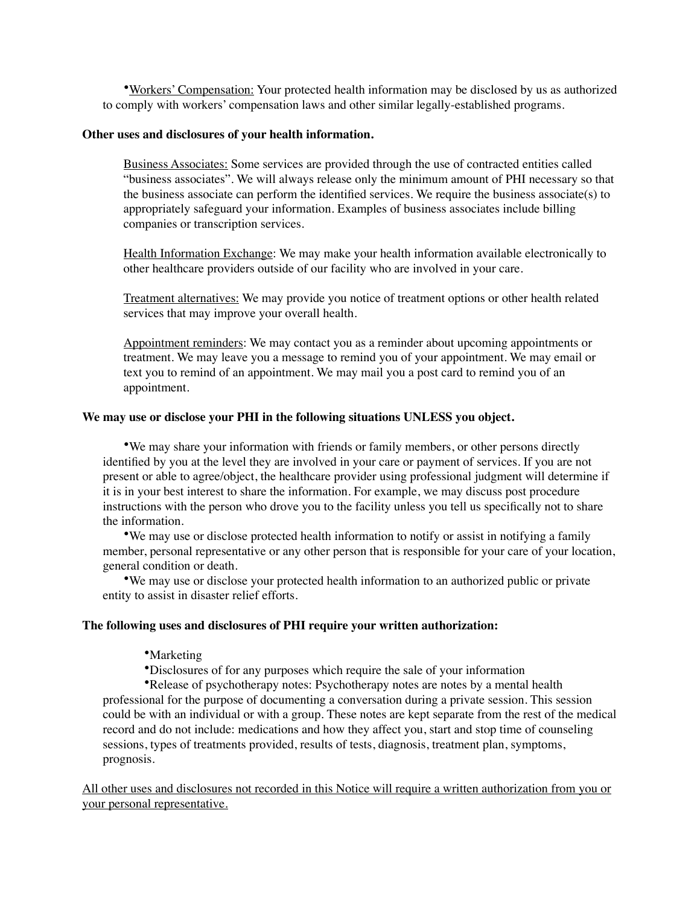- Workers' Compensation: Your protected health information may be disclosed by us as authorized to comply with workers' compensation laws and other similar legally-established programs.

**Other uses and disclosures of your health information.**

Business Associates: Some services are provided through the use of contracted entities called "business associates". We will always release only the minimum amount of PHI necessary so that the business associate can perform the identified services. We require the business associate(s) to appropriately safeguard your information. Examples of business associates include billing companies or transcription services.

Health Information Exchange: We may make your health information available electronically to other healthcare providers outside of our facility who are involved in your care.

Treatment alternatives: We may provide you notice of treatment options or other health related services that may improve your overall health.

Appointment reminders: We may contact you as a reminder about upcoming appointments or treatment. We may leave you a message to remind you of your appointment. We may email or text you to remind of an appointment. We may mail you a post card to remind you of an appointment.

**We may use or disclose your PHI in the following situations UNLESS you object.**

- We may share your information with friends or family members, or other persons directly identified by you at the level they are involved in your care or payment of services. If you are not present or able to agree/object, the healthcare provider using professional judgment will determine if it is in your best interest to share the information. For example, we may discuss post procedure instructions with the person who drove you to the facility unless you tell us specifically not to share the information.
- We may use or disclose protected health information to notify or assist in notifying a family member, personal representative or any other person that is responsible for your care of your location, general condition or death.
- We may use or disclose your protected health information to an authorized public or private entity to assist in disaster relief efforts.

**The following uses and disclosures of PHI require your written authorization:**

- Marketing
- Disclosures of for any purposes which require the sale of your information
- Release of psychotherapy notes: Psychotherapy notes are notes by a mental health professional for the purpose of documenting a conversation during a private session. This session could be with an individual or with a group. These notes are kept separate from the rest of the medical record and do not include: medications and how they affect you, start and stop time of counseling sessions, types of treatments provided, results of tests, diagnosis, treatment plan, symptoms, prognosis.

<u>All other uses and disclosures not recorded in this Notice will require a written authorization from you or your personal representative.</u>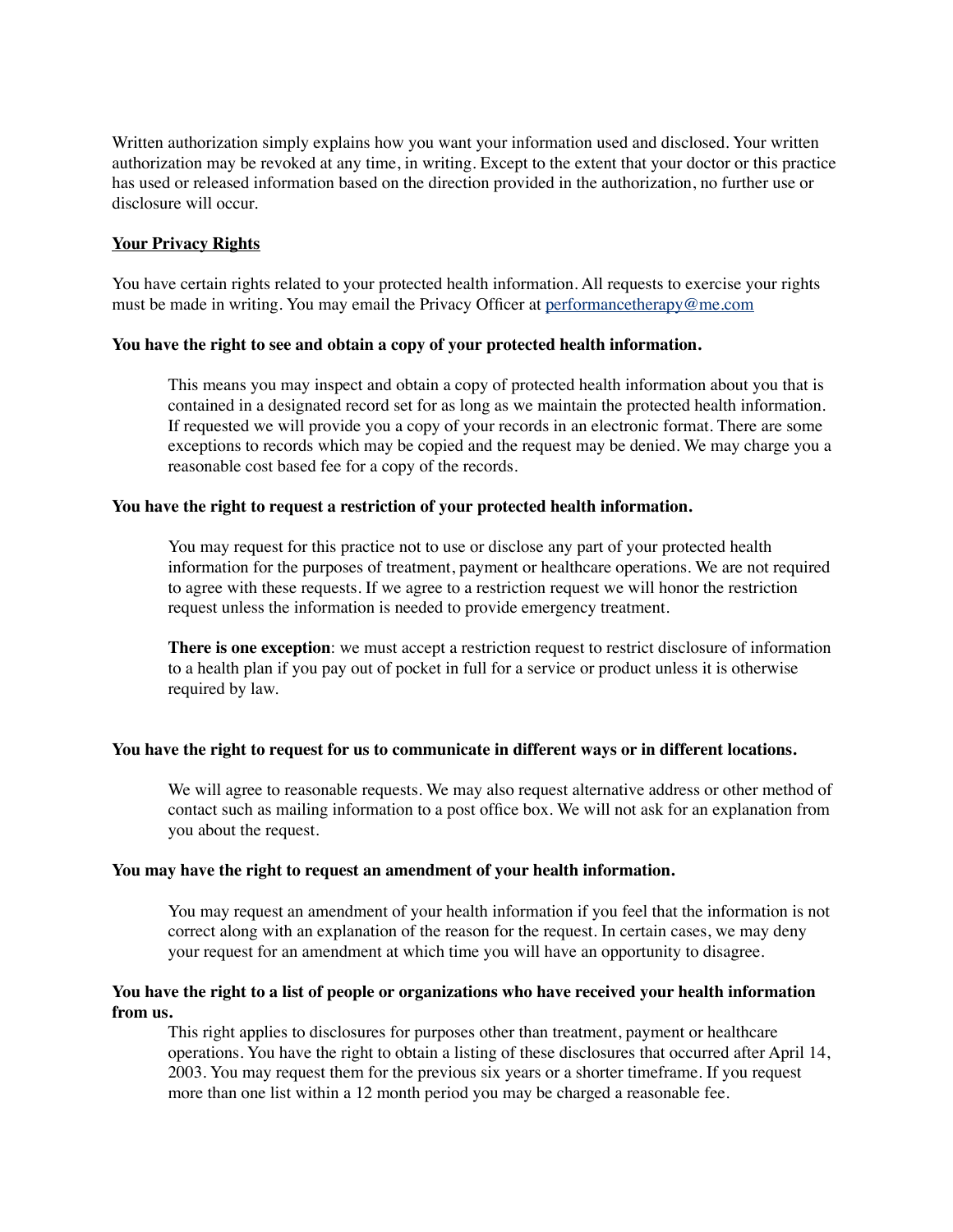Written authorization simply explains how you want your information used and disclosed. Your written authorization may be revoked at any time, in writing. Except to the extent that your doctor or this practice has used or released information based on the direction provided in the authorization, no further use or disclosure will occur.

## Your Privacy Rights

You have certain rights related to your protected health information. All requests to exercise your rights must be made in writing. You may email the Privacy Officer at [performancetherapy@me.com](mailto:performancetherapy@me.com)

### You have the right to see and obtain a copy of your protected health information.

This means you may inspect and obtain a copy of protected health information about you that is contained in a designated record set for as long as we maintain the protected health information. If requested we will provide you a copy of your records in an electronic format. There are some exceptions to records which may be copied and the request may be denied. We may charge you a reasonable cost based fee for a copy of the records.

### You have the right to request a restriction of your protected health information.

You may request for this practice not to use or disclose any part of your protected health information for the purposes of treatment, payment or healthcare operations. We are not required to agree with these requests. If we agree to a restriction request we will honor the restriction request unless the information is needed to provide emergency treatment.

**There is one exception**: we must accept a restriction request to restrict disclosure of information to a health plan if you pay out of pocket in full for a service or product unless it is otherwise required by law.

### You have the right to request for us to communicate in different ways or in different locations.

We will agree to reasonable requests. We may also request alternative address or other method of contact such as mailing information to a post office box. We will not ask for an explanation from you about the request.

### You may have the right to request an amendment of your health information.

You may request an amendment of your health information if you feel that the information is not correct along with an explanation of the reason for the request. In certain cases, we may deny your request for an amendment at which time you will have an opportunity to disagree.

### You have the right to a list of people or organizations who have received your health information from us.

This right applies to disclosures for purposes other than treatment, payment or healthcare operations. You have the right to obtain a listing of these disclosures that occurred after April 14, 2003. You may request them for the previous six years or a shorter timeframe. If you request more than one list within a 12 month period you may be charged a reasonable fee.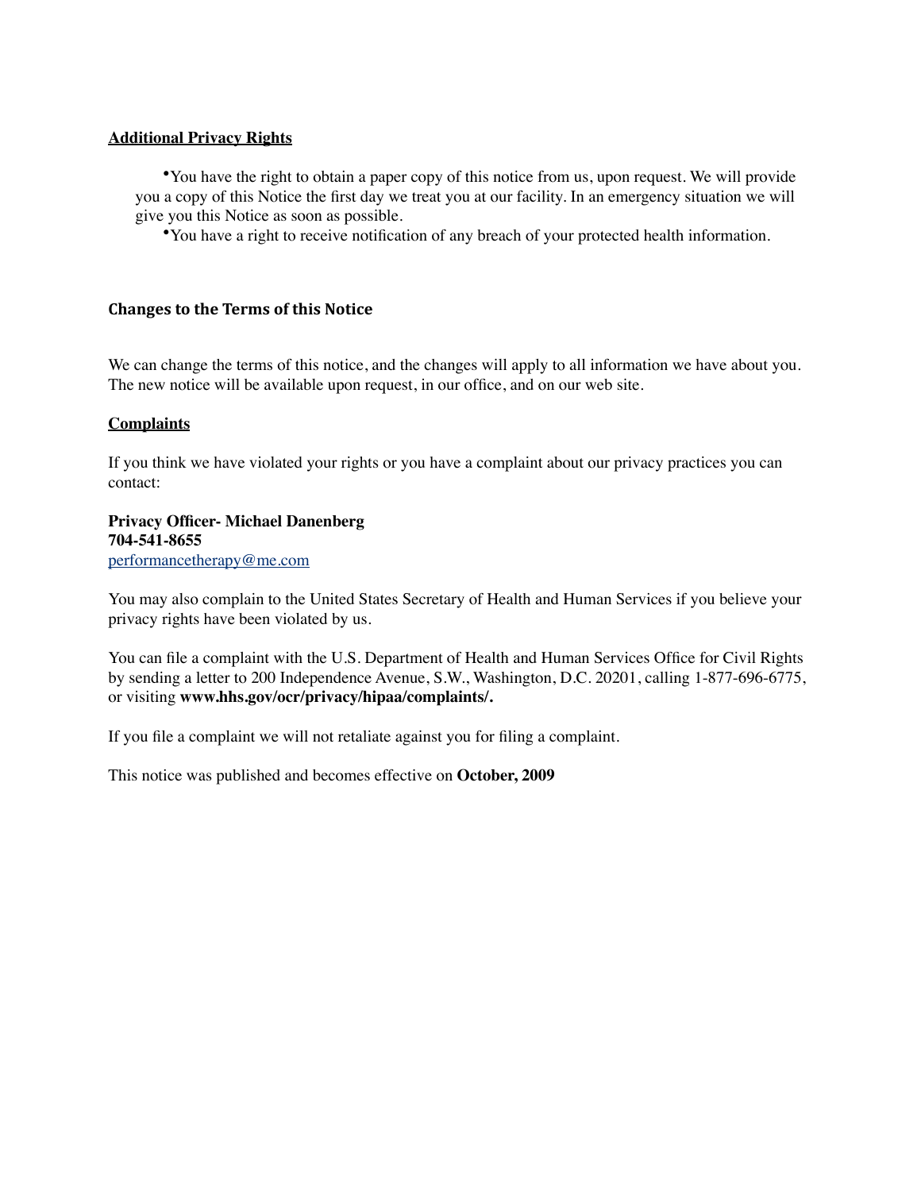**<u>Additional Privacy Rights</u>**

- You have the right to obtain a paper copy of this notice from us, upon request. We will provide you a copy of this Notice the first day we treat you at our facility. In an emergency situation we will give you this Notice as soon as possible.
- You have a right to receive notification of any breach of your protected health information.

### Changes to the Terms of this Notice

We can change the terms of this notice, and the changes will apply to all information we have about you. The new notice will be available upon request, in our office, and on our web site.

**<u>Complaints</u>**

If you think we have violated your rights or you have a complaint about our privacy practices you can contact:

**Privacy Officer- Michael Danenberg**
**704-541-8655**
performancetherapy@me.com

You may also complain to the United States Secretary of Health and Human Services if you believe your privacy rights have been violated by us.

You can file a complaint with the U.S. Department of Health and Human Services Office for Civil Rights by sending a letter to 200 Independence Avenue, S.W., Washington, D.C. 20201, calling 1-877-696-6775, or visiting **www.hhs.gov/ocr/privacy/hipaa/complaints/.**

If you file a complaint we will not retaliate against you for filing a complaint.

This notice was published and becomes effective on **October, 2009**